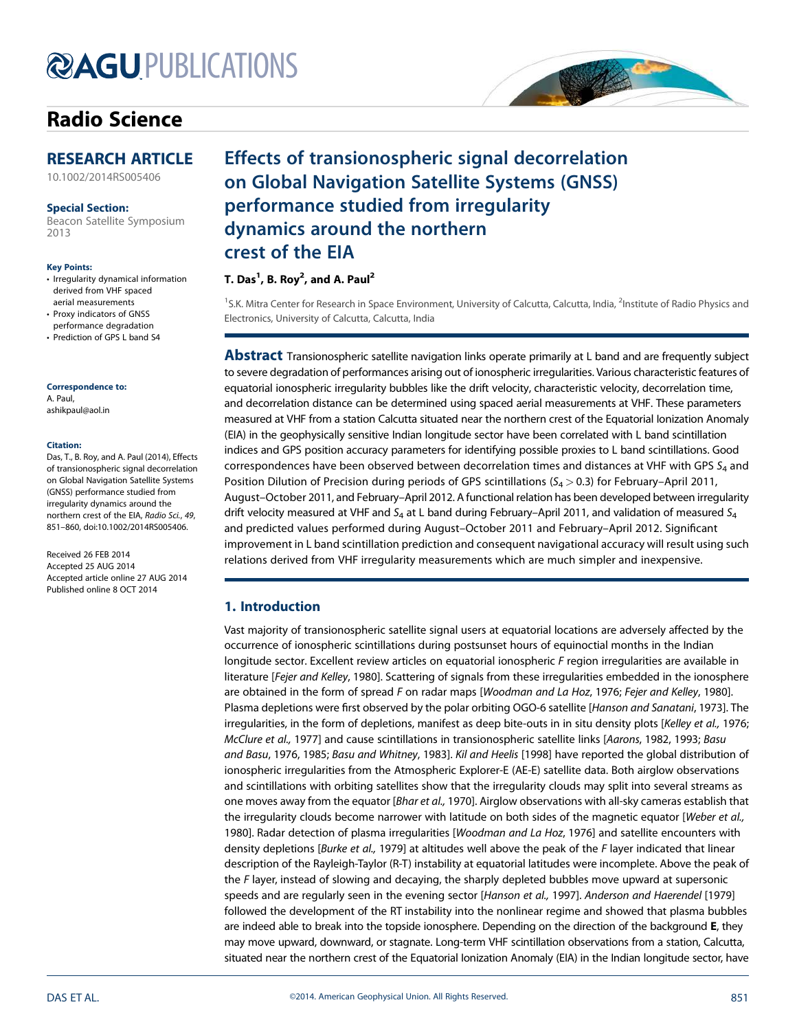# AGU PUBLICATIONS

## Radio Science

### RESEARCH ARTICLE

10.1002/2014RS005406

**Special Section:**
Beacon Satellite Symposium 2013

**Key Points:**
- Irregularity dynamical information derived from VHF spaced aerial measurements
- Proxy indicators of GNSS performance degradation
- Prediction of GPS L band S4

**Correspondence to:**
A. Paul,
ashikpaul@aol.in

**Citation:**
Das, T., B. Roy, and A. Paul (2014), Effects of transionospheric signal decorrelation on Global Navigation Satellite Systems (GNSS) performance studied from irregularity dynamics around the northern crest of the EIA, *Radio Sci.*, *49*, 851–860, doi:10.1002/2014RS005406.

Received 26 FEB 2014
Accepted 25 AUG 2014
Accepted article online 27 AUG 2014
Published online 8 OCT 2014

# Effects of transionospheric signal decorrelation on Global Navigation Satellite Systems (GNSS) performance studied from irregularity dynamics around the northern crest of the EIA

**T. Das[1], B. Roy[2], and A. Paul[2]**

[1]S.K. Mitra Center for Research in Space Environment, University of Calcutta, Calcutta, India, [2]Institute of Radio Physics and Electronics, University of Calcutta, Calcutta, India

**Abstract** Transionospheric satellite navigation links operate primarily at L band and are frequently subject to severe degradation of performances arising out of ionospheric irregularities. Various characteristic features of equatorial ionospheric irregularity bubbles like the drift velocity, characteristic velocity, decorrelation time, and decorrelation distance can be determined using spaced aerial measurements at VHF. These parameters measured at VHF from a station Calcutta situated near the northern crest of the Equatorial Ionization Anomaly (EIA) in the geophysically sensitive Indian longitude sector have been correlated with L band scintillation indices and GPS position accuracy parameters for identifying possible proxies to L band scintillations. Good correspondences have been observed between decorrelation times and distances at VHF with GPS $S_4$ and Position Dilution of Precision during periods of GPS scintillations ($S_4 > 0.3$) for February–April 2011, August–October 2011, and February–April 2012. A functional relation has been developed between irregularity drift velocity measured at VHF and $S_4$ at L band during February–April 2011, and validation of measured $S_4$ and predicted values performed during August–October 2011 and February–April 2012. Significant improvement in L band scintillation prediction and consequent navigational accuracy will result using such relations derived from VHF irregularity measurements which are much simpler and inexpensive.

## 1. Introduction

Vast majority of transionospheric satellite signal users at equatorial locations are adversely affected by the occurrence of ionospheric scintillations during postsunset hours of equinoctial months in the Indian longitude sector. Excellent review articles on equatorial ionospheric *F* region irregularities are available in literature [*Fejer and Kelley*, 1980]. Scattering of signals from these irregularities embedded in the ionosphere are obtained in the form of spread *F* on radar maps [*Woodman and La Hoz*, 1976; *Fejer and Kelley*, 1980]. Plasma depletions were first observed by the polar orbiting OGO-6 satellite [*Hanson and Sanatani*, 1973]. The irregularities, in the form of depletions, manifest as deep bite-outs in in situ density plots [*Kelley et al.,* 1976; *McClure et al.,* 1977] and cause scintillations in transionospheric satellite links [*Aarons*, 1982, 1993; *Basu and Basu*, 1976, 1985; *Basu and Whitney*, 1983]. *Kil and Heelis* [1998] have reported the global distribution of ionospheric irregularities from the Atmospheric Explorer-E (AE-E) satellite data. Both airglow observations and scintillations with orbiting satellites show that the irregularity clouds may split into several streams as one moves away from the equator [*Bhar et al.,* 1970]. Airglow observations with all-sky cameras establish that the irregularity clouds become narrower with latitude on both sides of the magnetic equator [*Weber et al.,* 1980]. Radar detection of plasma irregularities [*Woodman and La Hoz*, 1976] and satellite encounters with density depletions [*Burke et al.,* 1979] at altitudes well above the peak of the *F* layer indicated that linear description of the Rayleigh-Taylor (R-T) instability at equatorial latitudes were incomplete. Above the peak of the *F* layer, instead of slowing and decaying, the sharply depleted bubbles move upward at supersonic speeds and are regularly seen in the evening sector [*Hanson et al.,* 1997]. *Anderson and Haerendel* [1979] followed the development of the RT instability into the nonlinear regime and showed that plasma bubbles are indeed able to break into the topside ionosphere. Depending on the direction of the background **E**, they may move upward, downward, or stagnate. Long-term VHF scintillation observations from a station, Calcutta, situated near the northern crest of the Equatorial Ionization Anomaly (EIA) in the Indian longitude sector, have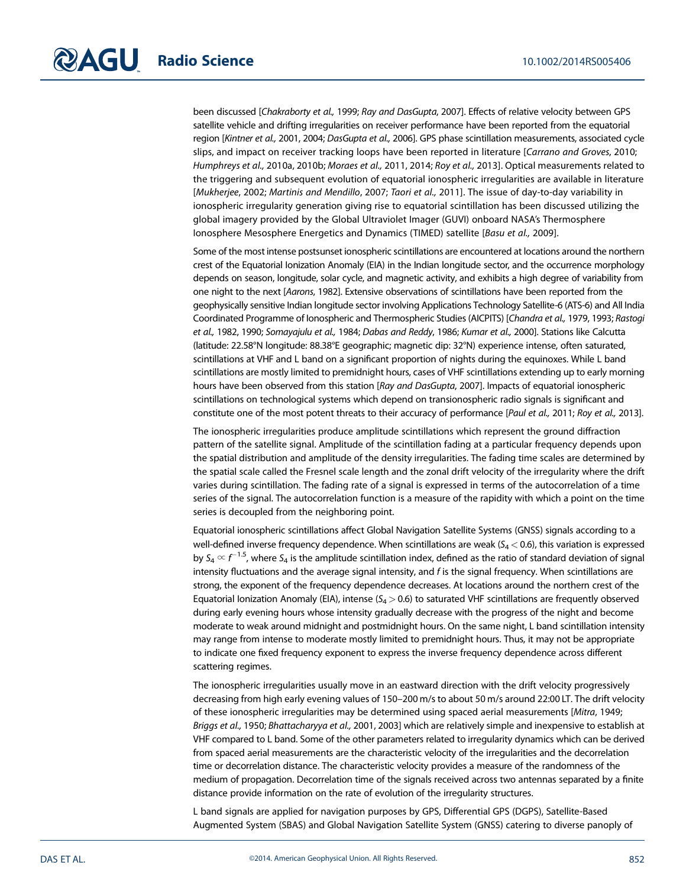been discussed [*Chakraborty et al.,* 1999; *Ray and DasGupta*, 2007]. Effects of relative velocity between GPS satellite vehicle and drifting irregularities on receiver performance have been reported from the equatorial region [*Kintner et al.,* 2001, 2004; *DasGupta et al.,* 2006]. GPS phase scintillation measurements, associated cycle slips, and impact on receiver tracking loops have been reported in literature [*Carrano and Groves*, 2010; *Humphreys et al.,* 2010a, 2010b; *Moraes et al.,* 2011, 2014; *Roy et al.,* 2013]. Optical measurements related to the triggering and subsequent evolution of equatorial ionospheric irregularities are available in literature [*Mukherjee*, 2002; *Martinis and Mendillo*, 2007; *Taori et al.,* 2011]. The issue of day-to-day variability in ionospheric irregularity generation giving rise to equatorial scintillation has been discussed utilizing the global imagery provided by the Global Ultraviolet Imager (GUVI) onboard NASA's Thermosphere Ionosphere Mesosphere Energetics and Dynamics (TIMED) satellite [*Basu et al.,* 2009].

Some of the most intense postsunset ionospheric scintillations are encountered at locations around the northern crest of the Equatorial Ionization Anomaly (EIA) in the Indian longitude sector, and the occurrence morphology depends on season, longitude, solar cycle, and magnetic activity, and exhibits a high degree of variability from one night to the next [*Aarons*, 1982]. Extensive observations of scintillations have been reported from the geophysically sensitive Indian longitude sector involving Applications Technology Satellite-6 (ATS-6) and All India Coordinated Programme of Ionospheric and Thermospheric Studies (AICPITS) [*Chandra et al.,* 1979, 1993; *Rastogi et al.,* 1982, 1990; *Somayajulu et al.,* 1984; *Dabas and Reddy*, 1986; *Kumar et al.,* 2000]. Stations like Calcutta (latitude: 22.58°N longitude: 88.38°E geographic; magnetic dip: 32°N) experience intense, often saturated, scintillations at VHF and L band on a significant proportion of nights during the equinoxes. While L band scintillations are mostly limited to premidnight hours, cases of VHF scintillations extending up to early morning hours have been observed from this station [*Ray and DasGupta*, 2007]. Impacts of equatorial ionospheric scintillations on technological systems which depend on transionospheric radio signals is significant and constitute one of the most potent threats to their accuracy of performance [*Paul et al.,* 2011; *Roy et al.,* 2013].

The ionospheric irregularities produce amplitude scintillations which represent the ground diffraction pattern of the satellite signal. Amplitude of the scintillation fading at a particular frequency depends upon the spatial distribution and amplitude of the density irregularities. The fading time scales are determined by the spatial scale called the Fresnel scale length and the zonal drift velocity of the irregularity where the drift varies during scintillation. The fading rate of a signal is expressed in terms of the autocorrelation of a time series of the signal. The autocorrelation function is a measure of the rapidity with which a point on the time series is decoupled from the neighboring point.

Equatorial ionospheric scintillations affect Global Navigation Satellite Systems (GNSS) signals according to a well-defined inverse frequency dependence. When scintillations are weak ($S_4 < 0.6$), this variation is expressed by $S_4 \propto f^{-1.5}$, where $S_4$ is the amplitude scintillation index, defined as the ratio of standard deviation of signal intensity fluctuations and the average signal intensity, and $f$ is the signal frequency. When scintillations are strong, the exponent of the frequency dependence decreases. At locations around the northern crest of the Equatorial Ionization Anomaly (EIA), intense ($S_4 > 0.6$) to saturated VHF scintillations are frequently observed during early evening hours whose intensity gradually decrease with the progress of the night and become moderate to weak around midnight and postmidnight hours. On the same night, L band scintillation intensity may range from intense to moderate mostly limited to premidnight hours. Thus, it may not be appropriate to indicate one fixed frequency exponent to express the inverse frequency dependence across different scattering regimes.

The ionospheric irregularities usually move in an eastward direction with the drift velocity progressively decreasing from high early evening values of 150–200 m/s to about 50 m/s around 22:00 LT. The drift velocity of these ionospheric irregularities may be determined using spaced aerial measurements [*Mitra*, 1949; *Briggs et al.,* 1950; *Bhattacharyya et al.,* 2001, 2003] which are relatively simple and inexpensive to establish at VHF compared to L band. Some of the other parameters related to irregularity dynamics which can be derived from spaced aerial measurements are the characteristic velocity of the irregularities and the decorrelation time or decorrelation distance. The characteristic velocity provides a measure of the randomness of the medium of propagation. Decorrelation time of the signals received across two antennas separated by a finite distance provide information on the rate of evolution of the irregularity structures.

L band signals are applied for navigation purposes by GPS, Differential GPS (DGPS), Satellite-Based Augmented System (SBAS) and Global Navigation Satellite System (GNSS) catering to diverse panoply of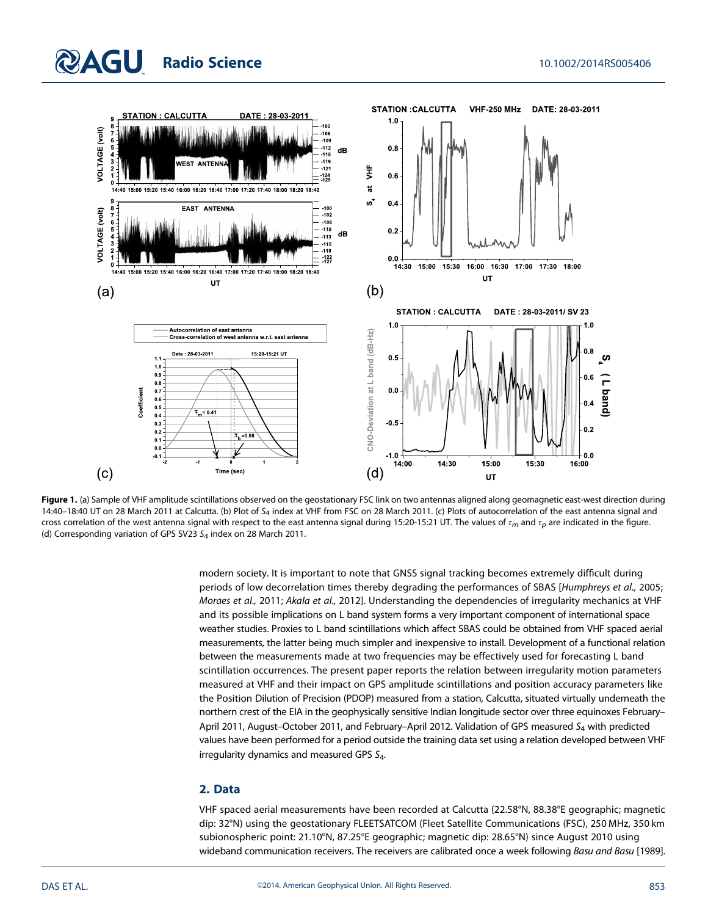**Figure 1.** (a) Sample of VHF amplitude scintillations observed on the geostationary FSC link on two antennas aligned along geomagnetic east-west direction during 14:40–18:40 UT on 28 March 2011 at Calcutta. (b) Plot of $S_4$ index at VHF from FSC on 28 March 2011. (c) Plots of autocorrelation of the east antenna signal and cross correlation of the west antenna signal with respect to the east antenna signal during 15:20-15:21 UT. The values of $\tau_m$ and $\tau_p$ are indicated in the figure. (d) Corresponding variation of GPS SV23 $S_4$ index on 28 March 2011.

modern society. It is important to note that GNSS signal tracking becomes extremely difficult during periods of low decorrelation times thereby degrading the performances of SBAS [*Humphreys et al.,* 2005; *Moraes et al.,* 2011; *Akala et al.,* 2012]. Understanding the dependencies of irregularity mechanics at VHF and its possible implications on L band system forms a very important component of international space weather studies. Proxies to L band scintillations which affect SBAS could be obtained from VHF spaced aerial measurements, the latter being much simpler and inexpensive to install. Development of a functional relation between the measurements made at two frequencies may be effectively used for forecasting L band scintillation occurrences. The present paper reports the relation between irregularity motion parameters measured at VHF and their impact on GPS amplitude scintillations and position accuracy parameters like the Position Dilution of Precision (PDOP) measured from a station, Calcutta, situated virtually underneath the northern crest of the EIA in the geophysically sensitive Indian longitude sector over three equinoxes February–April 2011, August–October 2011, and February–April 2012. Validation of GPS measured $S_4$ with predicted values have been performed for a period outside the training data set using a relation developed between VHF irregularity dynamics and measured GPS $S_4$.

## 2. Data

VHF spaced aerial measurements have been recorded at Calcutta (22.58°N, 88.38°E geographic; magnetic dip: 32°N) using the geostationary FLEETSATCOM (Fleet Satellite Communications (FSC), 250 MHz, 350 km subionospheric point: 21.10°N, 87.25°E geographic; magnetic dip: 28.65°N) since August 2010 using wideband communication receivers. The receivers are calibrated once a week following *Basu and Basu* [1989].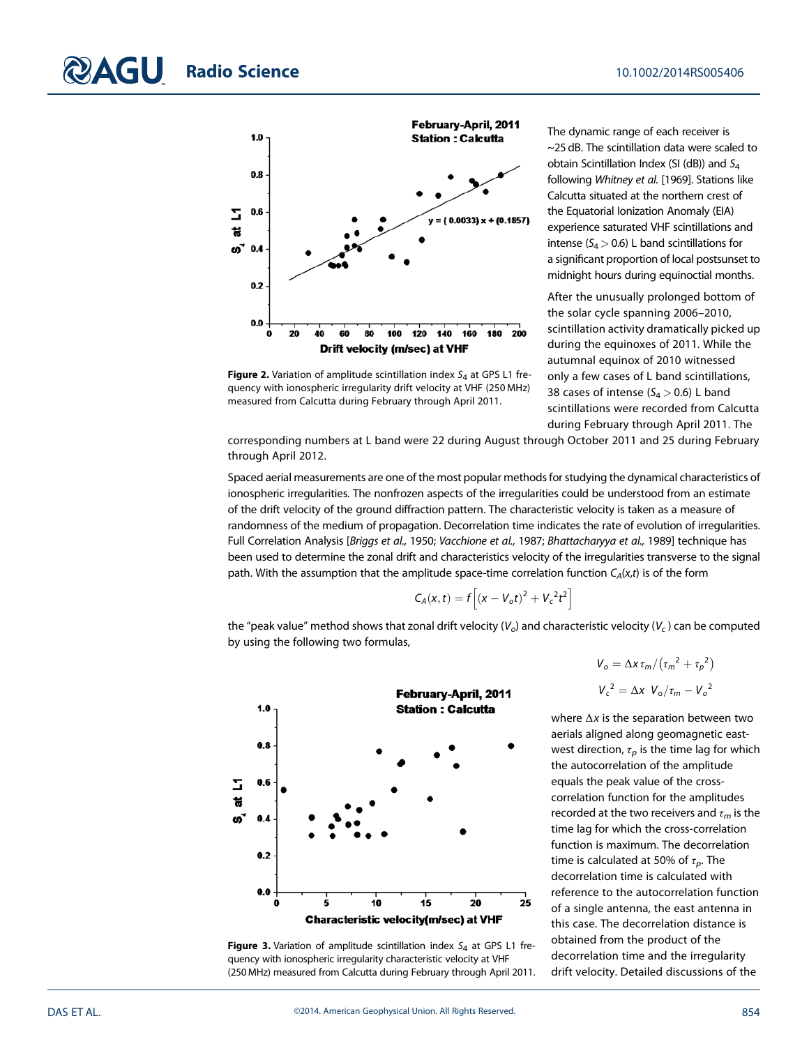Figure 2. Variation of amplitude scintillation index $S_4$ at GPS L1 frequency with ionospheric irregularity drift velocity at VHF (250 MHz) measured from Calcutta during February through April 2011.

The dynamic range of each receiver is ~25 dB. The scintillation data were scaled to obtain Scintillation Index (SI (dB)) and $S_4$ following *Whitney et al.* [1969]. Stations like Calcutta situated at the northern crest of the Equatorial Ionization Anomaly (EIA) experience saturated VHF scintillations and intense ($S_4 > 0.6$) L band scintillations for a significant proportion of local postsunset to midnight hours during equinoctial months.

After the unusually prolonged bottom of the solar cycle spanning 2006–2010, scintillation activity dramatically picked up during the equinoxes of 2011. While the autumnal equinox of 2010 witnessed only a few cases of L band scintillations, 38 cases of intense ($S_4 > 0.6$) L band scintillations were recorded from Calcutta during February through April 2011. The corresponding numbers at L band were 22 during August through October 2011 and 25 during February through April 2012.

Spaced aerial measurements are one of the most popular methods for studying the dynamical characteristics of ionospheric irregularities. The nonfrozen aspects of the irregularities could be understood from an estimate of the drift velocity of the ground diffraction pattern. The characteristic velocity is taken as a measure of randomness of the medium of propagation. Decorrelation time indicates the rate of evolution of irregularities. Full Correlation Analysis [*Briggs et al.*, 1950; *Vacchione et al.*, 1987; *Bhattacharyya et al.*, 1989] technique has been used to determine the zonal drift and characteristics velocity of the irregularities transverse to the signal path. With the assumption that the amplitude space-time correlation function $C_A(x,t)$ is of the form

$$C_A(x,t) = f\left[(x - V_o t)^2 + {V_c}^2 t^2\right]$$

the "peak value" method shows that zonal drift velocity ($V_o$) and characteristic velocity ($V_c$) can be computed by using the following two formulas,

$$V_o = \Delta x\, \tau_m / \left({\tau_m}^2 + {\tau_p}^2\right)$$

$${V_c}^2 = \Delta x\ V_o/\tau_m - {V_o}^2$$

where $\Delta x$ is the separation between two aerials aligned along geomagnetic east-west direction, $\tau_p$ is the time lag for which the autocorrelation of the amplitude equals the peak value of the cross-correlation function for the amplitudes recorded at the two receivers and $\tau_m$ is the time lag for which the cross-correlation function is maximum. The decorrelation time is calculated at 50% of $\tau_p$. The decorrelation time is calculated with reference to the autocorrelation function of a single antenna, the east antenna in this case. The decorrelation distance is obtained from the product of the decorrelation time and the irregularity drift velocity. Detailed discussions of the

Figure 3. Variation of amplitude scintillation index $S_4$ at GPS L1 frequency with ionospheric irregularity characteristic velocity at VHF (250 MHz) measured from Calcutta during February through April 2011.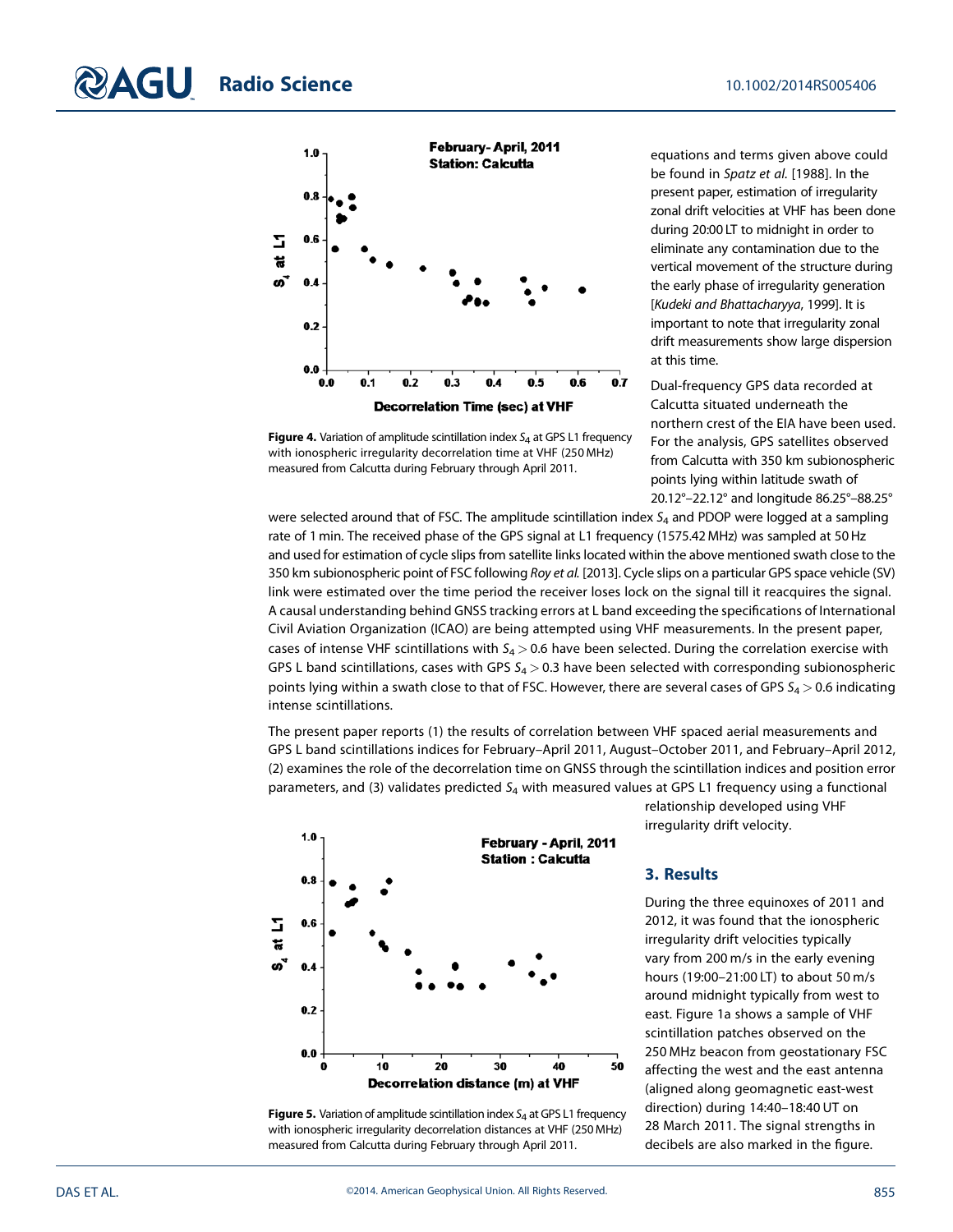Figure 4. Variation of amplitude scintillation index $S_4$ at GPS L1 frequency with ionospheric irregularity decorrelation time at VHF (250 MHz) measured from Calcutta during February through April 2011.

equations and terms given above could be found in *Spatz et al.* [1988]. In the present paper, estimation of irregularity zonal drift velocities at VHF has been done during 20:00 LT to midnight in order to eliminate any contamination due to the vertical movement of the structure during the early phase of irregularity generation [*Kudeki and Bhattacharyya*, 1999]. It is important to note that irregularity zonal drift measurements show large dispersion at this time.

Dual-frequency GPS data recorded at Calcutta situated underneath the northern crest of the EIA have been used. For the analysis, GPS satellites observed from Calcutta with 350 km subionospheric points lying within latitude swath of 20.12°–22.12° and longitude 86.25°–88.25° were selected around that of FSC. The amplitude scintillation index $S_4$ and PDOP were logged at a sampling rate of 1 min. The received phase of the GPS signal at L1 frequency (1575.42 MHz) was sampled at 50 Hz and used for estimation of cycle slips from satellite links located within the above mentioned swath close to the 350 km subionospheric point of FSC following *Roy et al.* [2013]. Cycle slips on a particular GPS space vehicle (SV) link were estimated over the time period the receiver loses lock on the signal till it reacquires the signal. A causal understanding behind GNSS tracking errors at L band exceeding the specifications of International Civil Aviation Organization (ICAO) are being attempted using VHF measurements. In the present paper, cases of intense VHF scintillations with $S_4 > 0.6$ have been selected. During the correlation exercise with GPS L band scintillations, cases with GPS $S_4 > 0.3$ have been selected with corresponding subionospheric points lying within a swath close to that of FSC. However, there are several cases of GPS $S_4 > 0.6$ indicating intense scintillations.

The present paper reports (1) the results of correlation between VHF spaced aerial measurements and GPS L band scintillations indices for February–April 2011, August–October 2011, and February–April 2012, (2) examines the role of the decorrelation time on GNSS through the scintillation indices and position error parameters, and (3) validates predicted $S_4$ with measured values at GPS L1 frequency using a functional relationship developed using VHF irregularity drift velocity.

Figure 5. Variation of amplitude scintillation index $S_4$ at GPS L1 frequency with ionospheric irregularity decorrelation distances at VHF (250 MHz) measured from Calcutta during February through April 2011.

## 3. Results

During the three equinoxes of 2011 and 2012, it was found that the ionospheric irregularity drift velocities typically vary from 200 m/s in the early evening hours (19:00–21:00 LT) to about 50 m/s around midnight typically from west to east. Figure 1a shows a sample of VHF scintillation patches observed on the 250 MHz beacon from geostationary FSC affecting the west and the east antenna (aligned along geomagnetic east-west direction) during 14:40–18:40 UT on 28 March 2011. The signal strengths in decibels are also marked in the figure.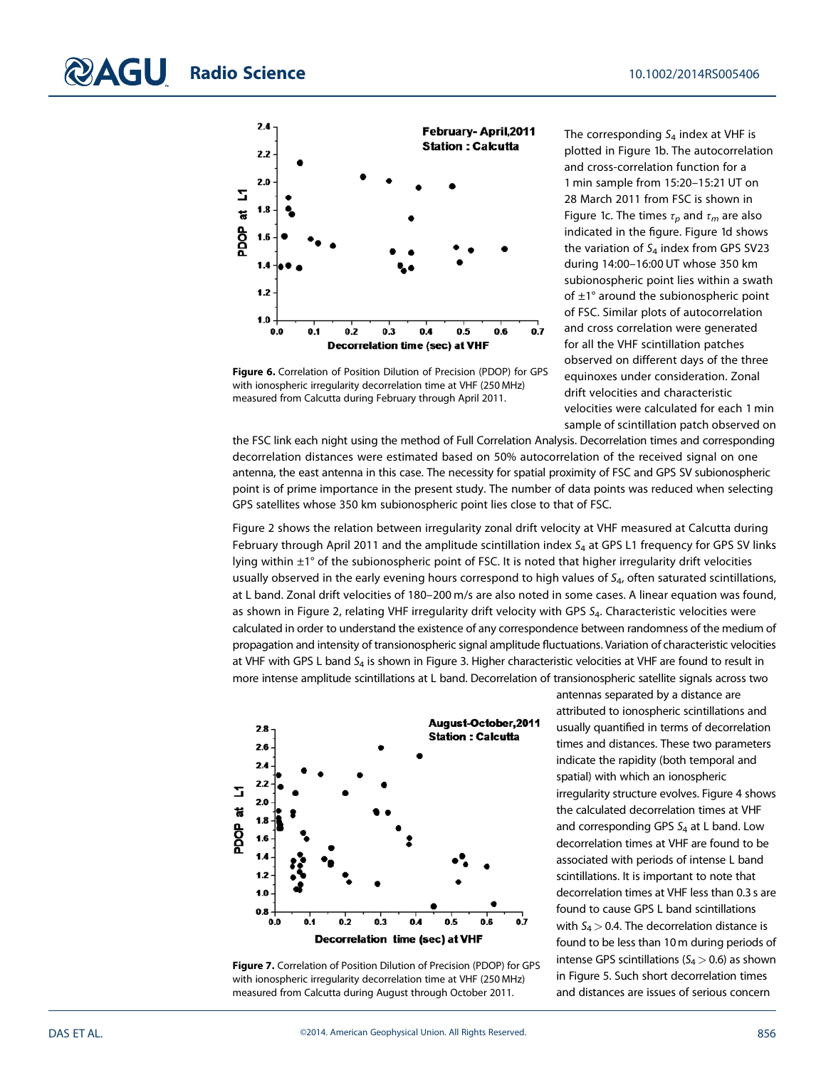Figure 6. Correlation of Position Dilution of Precision (PDOP) for GPS with ionospheric irregularity decorrelation time at VHF (250 MHz) measured from Calcutta during February through April 2011.

The corresponding $S_4$ index at VHF is plotted in Figure 1b. The autocorrelation and cross-correlation function for a 1 min sample from 15:20–15:21 UT on 28 March 2011 from FSC is shown in Figure 1c. The times $\tau_p$ and $\tau_m$ are also indicated in the figure. Figure 1d shows the variation of $S_4$ index from GPS SV23 during 14:00–16:00 UT whose 350 km subionospheric point lies within a swath of ±1° around the subionospheric point of FSC. Similar plots of autocorrelation and cross correlation were generated for all the VHF scintillation patches observed on different days of the three equinoxes under consideration. Zonal drift velocities and characteristic velocities were calculated for each 1 min sample of scintillation patch observed on the FSC link each night using the method of Full Correlation Analysis. Decorrelation times and corresponding decorrelation distances were estimated based on 50% autocorrelation of the received signal on one antenna, the east antenna in this case. The necessity for spatial proximity of FSC and GPS SV subionospheric point is of prime importance in the present study. The number of data points was reduced when selecting GPS satellites whose 350 km subionospheric point lies close to that of FSC.

Figure 2 shows the relation between irregularity zonal drift velocity at VHF measured at Calcutta during February through April 2011 and the amplitude scintillation index $S_4$ at GPS L1 frequency for GPS SV links lying within ±1° of the subionospheric point of FSC. It is noted that higher irregularity drift velocities usually observed in the early evening hours correspond to high values of $S_4$, often saturated scintillations, at L band. Zonal drift velocities of 180–200 m/s are also noted in some cases. A linear equation was found, as shown in Figure 2, relating VHF irregularity drift velocity with GPS $S_4$. Characteristic velocities were calculated in order to understand the existence of any correspondence between randomness of the medium of propagation and intensity of transionospheric signal amplitude fluctuations. Variation of characteristic velocities at VHF with GPS L band $S_4$ is shown in Figure 3. Higher characteristic velocities at VHF are found to result in more intense amplitude scintillations at L band. Decorrelation of transionospheric satellite signals across two antennas separated by a distance are attributed to ionospheric scintillations and usually quantified in terms of decorrelation times and distances. These two parameters indicate the rapidity (both temporal and spatial) with which an ionospheric irregularity structure evolves. Figure 4 shows the calculated decorrelation times at VHF and corresponding GPS $S_4$ at L band. Low decorrelation times at VHF are found to be associated with periods of intense L band scintillations. It is important to note that decorrelation times at VHF less than 0.3 s are found to cause GPS L band scintillations with $S_4 > 0.4$. The decorrelation distance is found to be less than 10 m during periods of intense GPS scintillations ($S_4 > 0.6$) as shown in Figure 5. Such short decorrelation times and distances are issues of serious concern

Figure 7. Correlation of Position Dilution of Precision (PDOP) for GPS with ionospheric irregularity decorrelation time at VHF (250 MHz) measured from Calcutta during August through October 2011.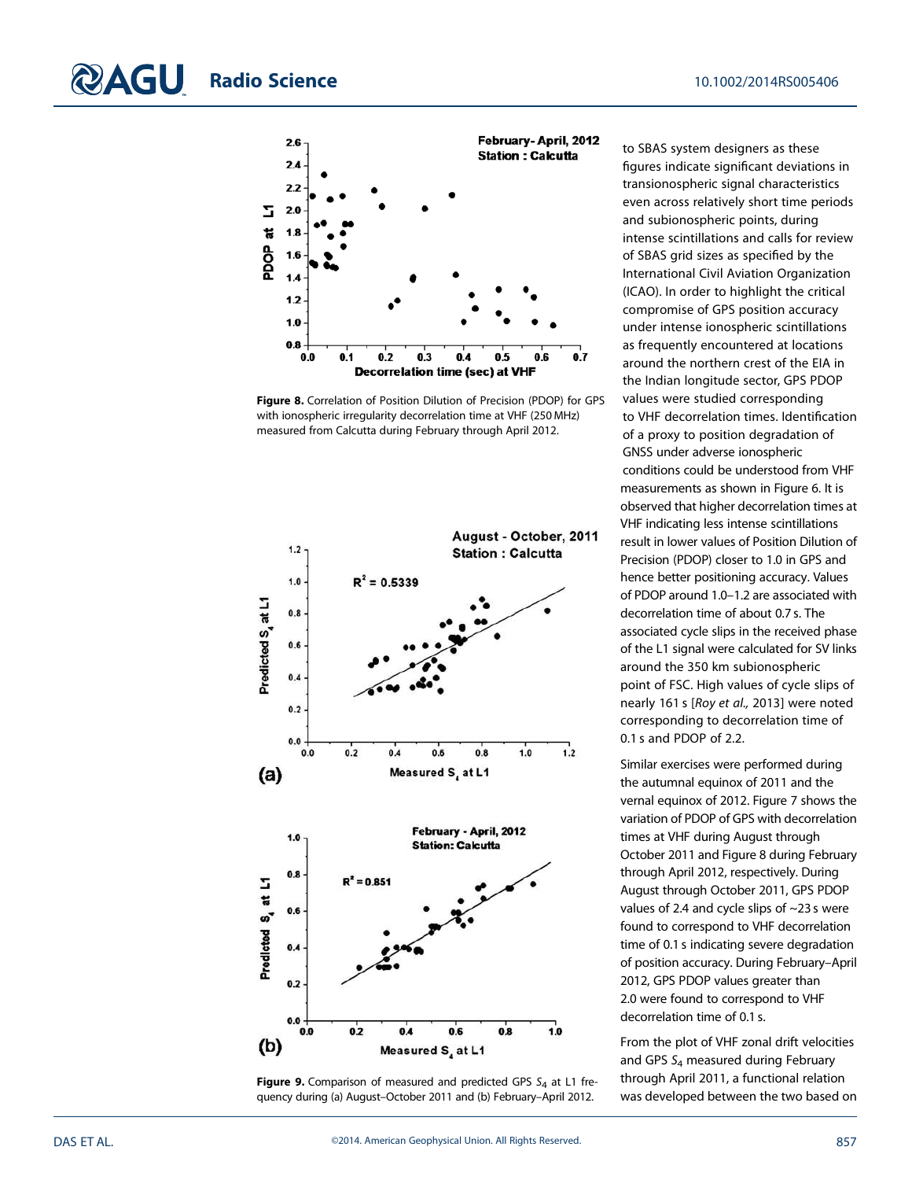Figure 8. Correlation of Position Dilution of Precision (PDOP) for GPS with ionospheric irregularity decorrelation time at VHF (250 MHz) measured from Calcutta during February through April 2012.

Figure 9. Comparison of measured and predicted GPS $S_4$ at L1 frequency during (a) August–October 2011 and (b) February–April 2012.

to SBAS system designers as these figures indicate significant deviations in transionospheric signal characteristics even across relatively short time periods and subionospheric points, during intense scintillations and calls for review of SBAS grid sizes as specified by the International Civil Aviation Organization (ICAO). In order to highlight the critical compromise of GPS position accuracy under intense ionospheric scintillations as frequently encountered at locations around the northern crest of the EIA in the Indian longitude sector, GPS PDOP values were studied corresponding to VHF decorrelation times. Identification of a proxy to position degradation of GNSS under adverse ionospheric conditions could be understood from VHF measurements as shown in Figure 6. It is observed that higher decorrelation times at VHF indicating less intense scintillations result in lower values of Position Dilution of Precision (PDOP) closer to 1.0 in GPS and hence better positioning accuracy. Values of PDOP around 1.0–1.2 are associated with decorrelation time of about 0.7 s. The associated cycle slips in the received phase of the L1 signal were calculated for SV links around the 350 km subionospheric point of FSC. High values of cycle slips of nearly 161 s [*Roy et al.,* 2013] were noted corresponding to decorrelation time of 0.1 s and PDOP of 2.2.

Similar exercises were performed during the autumnal equinox of 2011 and the vernal equinox of 2012. Figure 7 shows the variation of PDOP of GPS with decorrelation times at VHF during August through October 2011 and Figure 8 during February through April 2012, respectively. During August through October 2011, GPS PDOP values of 2.4 and cycle slips of ~23 s were found to correspond to VHF decorrelation time of 0.1 s indicating severe degradation of position accuracy. During February–April 2012, GPS PDOP values greater than 2.0 were found to correspond to VHF decorrelation time of 0.1 s.

From the plot of VHF zonal drift velocities and GPS $S_4$ measured during February through April 2011, a functional relation was developed between the two based on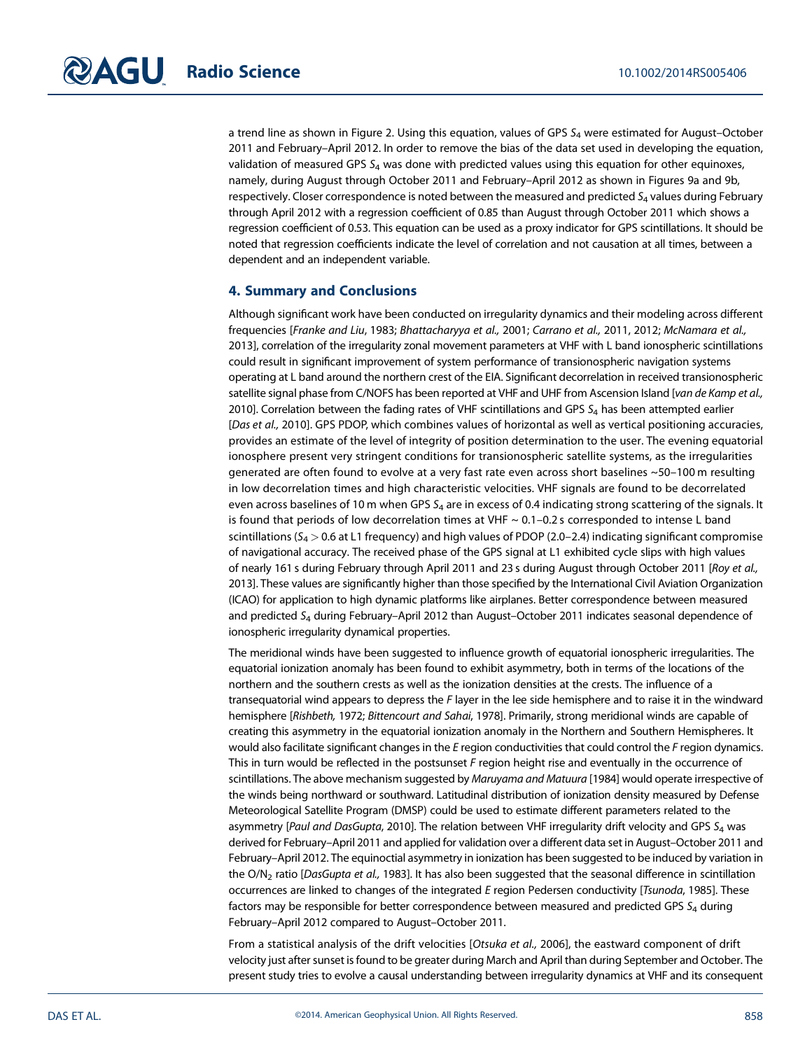a trend line as shown in Figure 2. Using this equation, values of GPS $S_4$ were estimated for August–October 2011 and February–April 2012. In order to remove the bias of the data set used in developing the equation, validation of measured GPS $S_4$ was done with predicted values using this equation for other equinoxes, namely, during August through October 2011 and February–April 2012 as shown in Figures 9a and 9b, respectively. Closer correspondence is noted between the measured and predicted $S_4$ values during February through April 2012 with a regression coefficient of 0.85 than August through October 2011 which shows a regression coefficient of 0.53. This equation can be used as a proxy indicator for GPS scintillations. It should be noted that regression coefficients indicate the level of correlation and not causation at all times, between a dependent and an independent variable.

## 4. Summary and Conclusions

Although significant work have been conducted on irregularity dynamics and their modeling across different frequencies [*Franke and Liu*, 1983; *Bhattacharyya et al.,* 2001; *Carrano et al.,* 2011, 2012; *McNamara et al.,* 2013], correlation of the irregularity zonal movement parameters at VHF with L band ionospheric scintillations could result in significant improvement of system performance of transionospheric navigation systems operating at L band around the northern crest of the EIA. Significant decorrelation in received transionospheric satellite signal phase from C/NOFS has been reported at VHF and UHF from Ascension Island [*van de Kamp et al.,* 2010]. Correlation between the fading rates of VHF scintillations and GPS $S_4$ has been attempted earlier [*Das et al.,* 2010]. GPS PDOP, which combines values of horizontal as well as vertical positioning accuracies, provides an estimate of the level of integrity of position determination to the user. The evening equatorial ionosphere present very stringent conditions for transionospheric satellite systems, as the irregularities generated are often found to evolve at a very fast rate even across short baselines ~50–100 m resulting in low decorrelation times and high characteristic velocities. VHF signals are found to be decorrelated even across baselines of 10 m when GPS $S_4$ are in excess of 0.4 indicating strong scattering of the signals. It is found that periods of low decorrelation times at VHF ~ 0.1–0.2 s corresponded to intense L band scintillations ($S_4 > 0.6$ at L1 frequency) and high values of PDOP (2.0–2.4) indicating significant compromise of navigational accuracy. The received phase of the GPS signal at L1 exhibited cycle slips with high values of nearly 161 s during February through April 2011 and 23 s during August through October 2011 [*Roy et al.,* 2013]. These values are significantly higher than those specified by the International Civil Aviation Organization (ICAO) for application to high dynamic platforms like airplanes. Better correspondence between measured and predicted $S_4$ during February–April 2012 than August–October 2011 indicates seasonal dependence of ionospheric irregularity dynamical properties.

The meridional winds have been suggested to influence growth of equatorial ionospheric irregularities. The equatorial ionization anomaly has been found to exhibit asymmetry, both in terms of the locations of the northern and the southern crests as well as the ionization densities at the crests. The influence of a transequatorial wind appears to depress the *F* layer in the lee side hemisphere and to raise it in the windward hemisphere [*Rishbeth,* 1972; *Bittencourt and Sahai*, 1978]. Primarily, strong meridional winds are capable of creating this asymmetry in the equatorial ionization anomaly in the Northern and Southern Hemispheres. It would also facilitate significant changes in the *E* region conductivities that could control the *F* region dynamics. This in turn would be reflected in the postsunset *F* region height rise and eventually in the occurrence of scintillations. The above mechanism suggested by *Maruyama and Matuura* [1984] would operate irrespective of the winds being northward or southward. Latitudinal distribution of ionization density measured by Defense Meteorological Satellite Program (DMSP) could be used to estimate different parameters related to the asymmetry [*Paul and DasGupta,* 2010]. The relation between VHF irregularity drift velocity and GPS $S_4$ was derived for February–April 2011 and applied for validation over a different data set in August–October 2011 and February–April 2012. The equinoctial asymmetry in ionization has been suggested to be induced by variation in the O/$N_2$ ratio [*DasGupta et al.,* 1983]. It has also been suggested that the seasonal difference in scintillation occurrences are linked to changes of the integrated *E* region Pedersen conductivity [*Tsunoda*, 1985]. These factors may be responsible for better correspondence between measured and predicted GPS $S_4$ during February–April 2012 compared to August–October 2011.

From a statistical analysis of the drift velocities [*Otsuka et al.,* 2006], the eastward component of drift velocity just after sunset is found to be greater during March and April than during September and October. The present study tries to evolve a causal understanding between irregularity dynamics at VHF and its consequent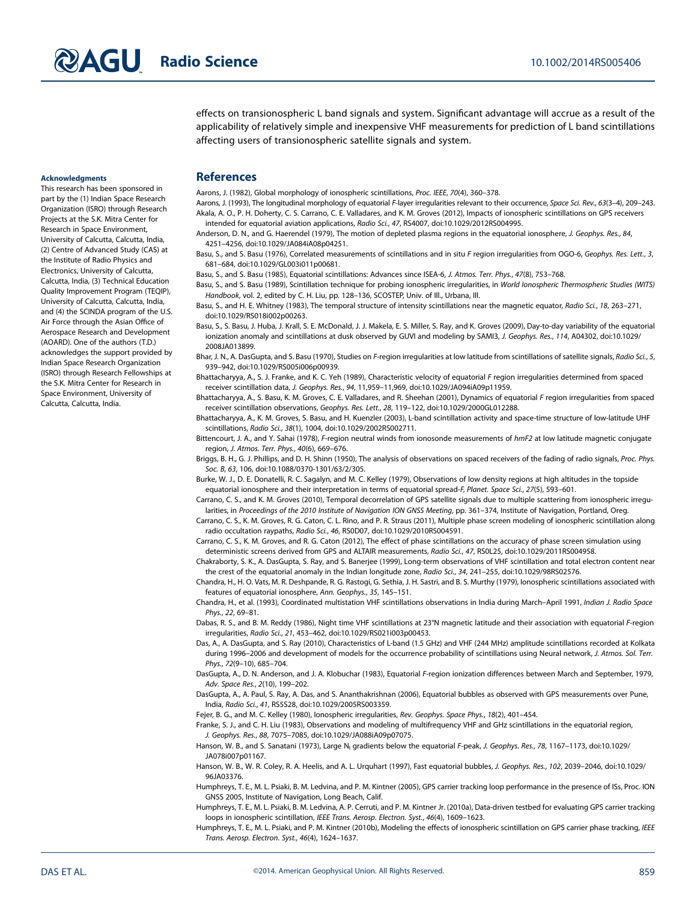effects on transionospheric L band signals and system. Significant advantage will accrue as a result of the applicability of relatively simple and inexpensive VHF measurements for prediction of L band scintillations affecting users of transionospheric satellite signals and system.

#### Acknowledgments

This research has been sponsored in part by the (1) Indian Space Research Organization (ISRO) through Research Projects at the S.K. Mitra Center for Research in Space Environment, University of Calcutta, Calcutta, India, (2) Centre of Advanced Study (CAS) at the Institute of Radio Physics and Electronics, University of Calcutta, Calcutta, India, (3) Technical Education Quality Improvement Program (TEQIP), University of Calcutta, Calcutta, India, and (4) the SCINDA program of the U.S. Air Force through the Asian Office of Aerospace Research and Development (AOARD). One of the authors (T.D.) acknowledges the support provided by Indian Space Research Organization (ISRO) through Research Fellowships at the S.K. Mitra Center for Research in Space Environment, University of Calcutta, Calcutta, India.

## References

Aarons, J. (1982), Global morphology of ionospheric scintillations, *Proc. IEEE*, *70*(4), 360–378.

Aarons, J. (1993), The longitudinal morphology of equatorial *F*-layer irregularities relevant to their occurrence, *Space Sci. Rev.*, *63*(3–4), 209–243.

Akala, A. O., P. H. Doherty, C. S. Carrano, C. E. Valladares, and K. M. Groves (2012), Impacts of ionospheric scintillations on GPS receivers intended for equatorial aviation applications, *Radio Sci.*, *47*, RS4007, doi:10.1029/2012RS004995.

Anderson, D. N., and G. Haerendel (1979), The motion of depleted plasma regions in the equatorial ionosphere, *J. Geophys. Res.*, *84*, 4251–4256, doi:10.1029/JA084iA08p04251.

Basu, S., and S. Basu (1976), Correlated measurements of scintillations and in situ *F* region irregularities from OGO-6, *Geophys. Res. Lett.*, *3*, 681–684, doi:10.1029/GL003i011p00681.

Basu, S., and S. Basu (1985), Equatorial scintillations: Advances since ISEA-6, *J. Atmos. Terr. Phys.*, *47*(8), 753–768.

Basu, S., and S. Basu (1989), Scintillation technique for probing ionospheric irregularities, in *World Ionospheric Thermospheric Studies (WITS) Handbook*, vol. 2, edited by C. H. Liu, pp. 128–136, SCOSTEP, Univ. of Ill., Urbana, Ill.

Basu, S., and H. E. Whitney (1983), The temporal structure of intensity scintillations near the magnetic equator, *Radio Sci.*, *18*, 263–271, doi:10.1029/RS018i002p00263.

Basu, S., S. Basu, J. Huba, J. Krall, S. E. McDonald, J. J. Makela, E. S. Miller, S. Ray, and K. Groves (2009), Day-to-day variability of the equatorial ionization anomaly and scintillations at dusk observed by GUVI and modeling by SAMI3, *J. Geophys. Res.*, *114*, A04302, doi:10.1029/2008JA013899.

Bhar, J. N., A. DasGupta, and S. Basu (1970), Studies on *F*-region irregularities at low latitude from scintillations of satellite signals, *Radio Sci.*, *5*, 939–942, doi:10.1029/RS005i006p00939.

Bhattacharyya, A., S. J. Franke, and K. C. Yeh (1989), Characteristic velocity of equatorial *F* region irregularities determined from spaced receiver scintillation data, *J. Geophys. Res.*, *94*, 11,959–11,969, doi:10.1029/JA094iA09p11959.

Bhattacharyya, A., S. Basu, K. M. Groves, C. E. Valladares, and R. Sheehan (2001), Dynamics of equatorial *F* region irregularities from spaced receiver scintillation observations, *Geophys. Res. Lett.*, *28*, 119–122, doi:10.1029/2000GL012288.

Bhattacharyya, A., K. M. Groves, S. Basu, and H. Kuenzler (2003), L-band scintillation activity and space-time structure of low-latitude UHF scintillations, *Radio Sci.*, *38*(1), 1004, doi:10.1029/2002RS002711.

Bittencourt, J. A., and Y. Sahai (1978), *F*-region neutral winds from ionosonde measurements of *hmF2* at low latitude magnetic conjugate region, *J. Atmos. Terr. Phys.*, *40*(6), 669–676.

Briggs, B. H., G. J. Phillips, and D. H. Shinn (1950), The analysis of observations on spaced receivers of the fading of radio signals, *Proc. Phys. Soc. B*, *63*, 106, doi:10.1088/0370-1301/63/2/305.

Burke, W. J., D. E. Donatelli, R. C. Sagalyn, and M. C. Kelley (1979), Observations of low density regions at high altitudes in the topside equatorial ionosphere and their interpretation in terms of equatorial spread-*F*, *Planet. Space Sci.*, *27*(5), 593–601.

Carrano, C. S., and K. M. Groves (2010), Temporal decorrelation of GPS satellite signals due to multiple scattering from ionospheric irregularities, in *Proceedings of the 2010 Institute of Navigation ION GNSS Meeting*, pp. 361–374, Institute of Navigation, Portland, Oreg.

Carrano, C. S., K. M. Groves, R. G. Caton, C. L. Rino, and P. R. Straus (2011), Multiple phase screen modeling of ionospheric scintillation along radio occultation raypaths, *Radio Sci.*, *46*, RS0D07, doi:10.1029/2010RS004591.

Carrano, C. S., K. M. Groves, and R. G. Caton (2012), The effect of phase scintillations on the accuracy of phase screen simulation using deterministic screens derived from GPS and ALTAIR measurements, *Radio Sci.*, *47*, RS0L25, doi:10.1029/2011RS004958.

Chakraborty, S. K., A. DasGupta, S. Ray, and S. Banerjee (1999), Long-term observations of VHF scintillation and total electron content near the crest of the equatorial anomaly in the Indian longitude zone, *Radio Sci.*, *34*, 241–255, doi:10.1029/98RS02576.

Chandra, H., H. O. Vats, M. R. Deshpande, R. G. Rastogi, G. Sethia, J. H. Sastri, and B. S. Murthy (1979), Ionospheric scintillations associated with features of equatorial ionosphere, *Ann. Geophys.*, *35*, 145–151.

Chandra, H., et al. (1993), Coordinated multistation VHF scintillations observations in India during March–April 1991, *Indian J. Radio Space Phys.*, *22*, 69–81.

Dabas, R. S., and B. M. Reddy (1986), Night time VHF scintillations at 23°N magnetic latitude and their association with equatorial *F*-region irregularities, *Radio Sci.*, *21*, 453–462, doi:10.1029/RS021i003p00453.

Das, A., A. DasGupta, and S. Ray (2010), Characteristics of L-band (1.5 GHz) and VHF (244 MHz) amplitude scintillations recorded at Kolkata during 1996–2006 and development of models for the occurrence probability of scintillations using Neural network, *J. Atmos. Sol. Terr. Phys.*, *72*(9–10), 685–704.

DasGupta, A., D. N. Anderson, and J. A. Klobuchar (1983), Equatorial *F*-region ionization differences between March and September, 1979, *Adv. Space Res.*, *2*(10), 199–202.

DasGupta, A., A. Paul, S. Ray, A. Das, and S. Ananthakrishnan (2006), Equatorial bubbles as observed with GPS measurements over Pune, India, *Radio Sci.*, *41*, RS5S28, doi:10.1029/2005RS003359.

Fejer, B. G., and M. C. Kelley (1980), Ionospheric irregularities, *Rev. Geophys. Space Phys.*, *18*(2), 401–454.

Franke, S. J., and C. H. Liu (1983), Observations and modeling of multifrequency VHF and GHz scintillations in the equatorial region, *J. Geophys. Res.*, *88*, 7075–7085, doi:10.1029/JA088iA09p07075.

Hanson, W. B., and S. Sanatani (1973), Large $N_i$ gradients below the equatorial *F*-peak, *J. Geophys. Res.*, *78*, 1167–1173, doi:10.1029/JA078i007p01167.

Hanson, W. B., W. R. Coley, R. A. Heelis, and A. L. Urquhart (1997), Fast equatorial bubbles, *J. Geophys. Res.*, *102*, 2039–2046, doi:10.1029/96JA03376.

Humphreys, T. E., M. L. Psiaki, B. M. Ledvina, and P. M. Kintner (2005), GPS carrier tracking loop performance in the presence of ISs, Proc. ION GNSS 2005, Institute of Navigation, Long Beach, Calif.

Humphreys, T. E., M. L. Psiaki, B. M. Ledvina, A. P. Cerruti, and P. M. Kintner Jr. (2010a), Data-driven testbed for evaluating GPS carrier tracking loops in ionospheric scintillation, *IEEE Trans. Aerosp. Electron. Syst.*, *46*(4), 1609–1623.

Humphreys, T. E., M. L. Psiaki, and P. M. Kintner (2010b), Modeling the effects of ionospheric scintillation on GPS carrier phase tracking, *IEEE Trans. Aerosp. Electron. Syst.*, *46*(4), 1624–1637.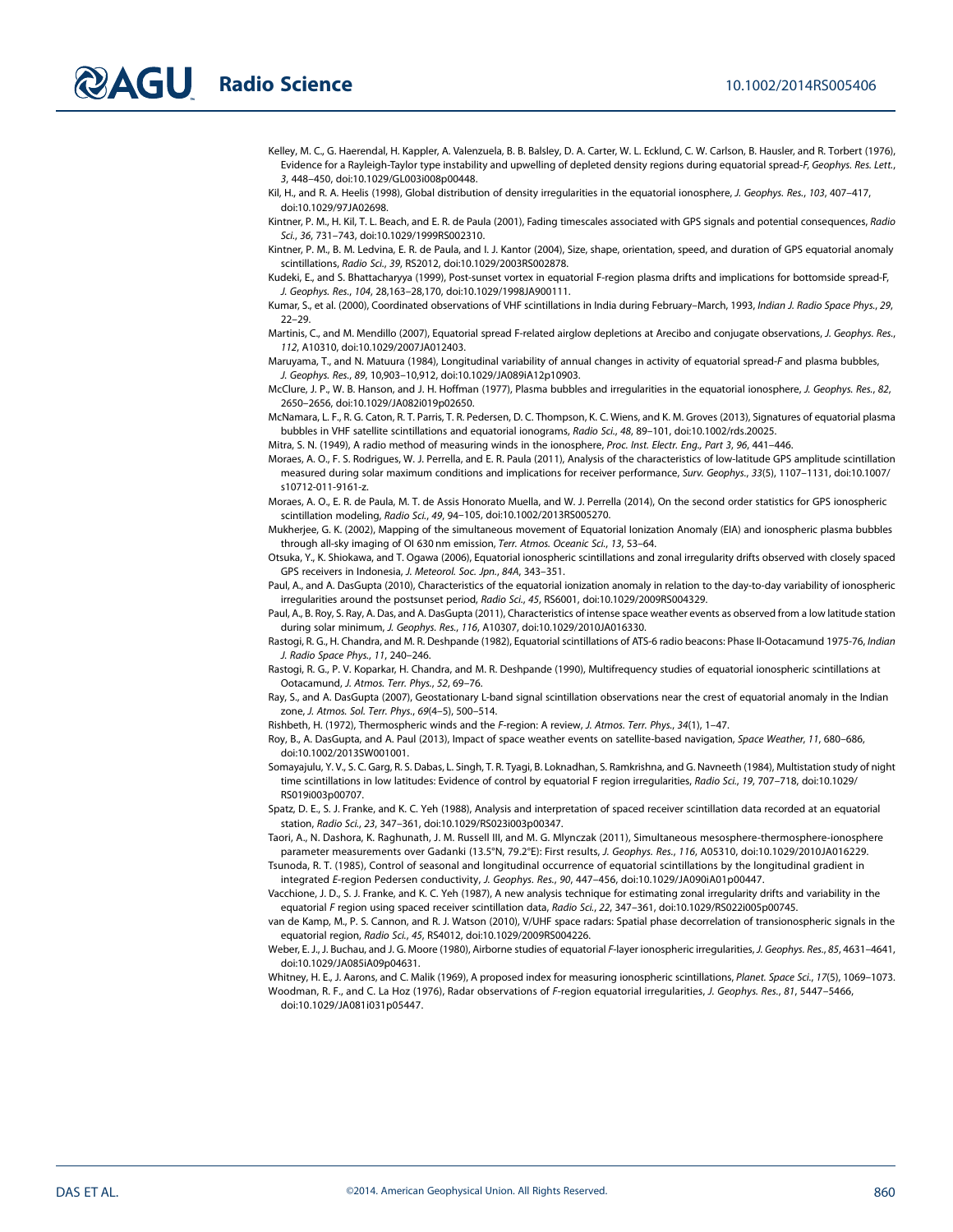Kelley, M. C., G. Haerendal, H. Kappler, A. Valenzuela, B. B. Balsley, D. A. Carter, W. L. Ecklund, C. W. Carlson, B. Hausler, and R. Torbert (1976), Evidence for a Rayleigh-Taylor type instability and upwelling of depleted density regions during equatorial spread-*F*, *Geophys. Res. Lett.*, *3*, 448–450, doi:10.1029/GL003i008p00448.

Kil, H., and R. A. Heelis (1998), Global distribution of density irregularities in the equatorial ionosphere, *J. Geophys. Res.*, *103*, 407–417, doi:10.1029/97JA02698.

Kintner, P. M., H. Kil, T. L. Beach, and E. R. de Paula (2001), Fading timescales associated with GPS signals and potential consequences, *Radio Sci.*, *36*, 731–743, doi:10.1029/1999RS002310.

Kintner, P. M., B. M. Ledvina, E. R. de Paula, and I. J. Kantor (2004), Size, shape, orientation, speed, and duration of GPS equatorial anomaly scintillations, *Radio Sci.*, *39*, RS2012, doi:10.1029/2003RS002878.

Kudeki, E., and S. Bhattacharyya (1999), Post-sunset vortex in equatorial F-region plasma drifts and implications for bottomside spread-F, *J. Geophys. Res.*, *104*, 28,163–28,170, doi:10.1029/1998JA900111.

Kumar, S., et al. (2000), Coordinated observations of VHF scintillations in India during February–March, 1993, *Indian J. Radio Space Phys.*, *29*, 22–29.

Martinis, C., and M. Mendillo (2007), Equatorial spread F-related airglow depletions at Arecibo and conjugate observations, *J. Geophys. Res.*, *112*, A10310, doi:10.1029/2007JA012403.

Maruyama, T., and N. Matuura (1984), Longitudinal variability of annual changes in activity of equatorial spread-*F* and plasma bubbles, *J. Geophys. Res.*, *89*, 10,903–10,912, doi:10.1029/JA089iA12p10903.

McClure, J. P., W. B. Hanson, and J. H. Hoffman (1977), Plasma bubbles and irregularities in the equatorial ionosphere, *J. Geophys. Res.*, *82*, 2650–2656, doi:10.1029/JA082i019p02650.

McNamara, L. F., R. G. Caton, R. T. Parris, T. R. Pedersen, D. C. Thompson, K. C. Wiens, and K. M. Groves (2013), Signatures of equatorial plasma bubbles in VHF satellite scintillations and equatorial ionograms, *Radio Sci.*, *48*, 89–101, doi:10.1002/rds.20025.

Mitra, S. N. (1949), A radio method of measuring winds in the ionosphere, *Proc. Inst. Electr. Eng., Part 3*, *96*, 441–446.

Moraes, A. O., F. S. Rodrigues, W. J. Perrella, and E. R. Paula (2011), Analysis of the characteristics of low-latitude GPS amplitude scintillation measured during solar maximum conditions and implications for receiver performance, *Surv. Geophys.*, *33*(5), 1107–1131, doi:10.1007/s10712-011-9161-z.

Moraes, A. O., E. R. de Paula, M. T. de Assis Honorato Muella, and W. J. Perrella (2014), On the second order statistics for GPS ionospheric scintillation modeling, *Radio Sci.*, *49*, 94–105, doi:10.1002/2013RS005270.

Mukherjee, G. K. (2002), Mapping of the simultaneous movement of Equatorial Ionization Anomaly (EIA) and ionospheric plasma bubbles through all-sky imaging of OI 630 nm emission, *Terr. Atmos. Oceanic Sci.*, *13*, 53–64.

Otsuka, Y., K. Shiokawa, and T. Ogawa (2006), Equatorial ionospheric scintillations and zonal irregularity drifts observed with closely spaced GPS receivers in Indonesia, *J. Meteorol. Soc. Jpn.*, *84A*, 343–351.

Paul, A., and A. DasGupta (2010), Characteristics of the equatorial ionization anomaly in relation to the day-to-day variability of ionospheric irregularities around the postsunset period, *Radio Sci.*, *45*, RS6001, doi:10.1029/2009RS004329.

Paul, A., B. Roy, S. Ray, A. Das, and A. DasGupta (2011), Characteristics of intense space weather events as observed from a low latitude station during solar minimum, *J. Geophys. Res.*, *116*, A10307, doi:10.1029/2010JA016330.

Rastogi, R. G., H. Chandra, and M. R. Deshpande (1982), Equatorial scintillations of ATS-6 radio beacons: Phase II-Ootacamund 1975-76, *Indian J. Radio Space Phys.*, *11*, 240–246.

Rastogi, R. G., P. V. Koparkar, H. Chandra, and M. R. Deshpande (1990), Multifrequency studies of equatorial ionospheric scintillations at Ootacamund, *J. Atmos. Terr. Phys.*, *52*, 69–76.

Ray, S., and A. DasGupta (2007), Geostationary L-band signal scintillation observations near the crest of equatorial anomaly in the Indian zone, *J. Atmos. Sol. Terr. Phys.*, *69*(4–5), 500–514.

Rishbeth, H. (1972), Thermospheric winds and the *F*-region: A review, *J. Atmos. Terr. Phys.*, *34*(1), 1–47.

Roy, B., A. DasGupta, and A. Paul (2013), Impact of space weather events on satellite-based navigation, *Space Weather*, *11*, 680–686, doi:10.1002/2013SW001001.

Somayajulu, Y. V., S. C. Garg, R. S. Dabas, L. Singh, T. R. Tyagi, B. Loknadhan, S. Ramkrishna, and G. Navneeth (1984), Multistation study of night time scintillations in low latitudes: Evidence of control by equatorial F region irregularities, *Radio Sci.*, *19*, 707–718, doi:10.1029/RS019i003p00707.

Spatz, D. E., S. J. Franke, and K. C. Yeh (1988), Analysis and interpretation of spaced receiver scintillation data recorded at an equatorial station, *Radio Sci.*, *23*, 347–361, doi:10.1029/RS023i003p00347.

Taori, A., N. Dashora, K. Raghunath, J. M. Russell III, and M. G. Mlynczak (2011), Simultaneous mesosphere-thermosphere-ionosphere parameter measurements over Gadanki (13.5°N, 79.2°E): First results, *J. Geophys. Res.*, *116*, A05310, doi:10.1029/2010JA016229.

Tsunoda, R. T. (1985), Control of seasonal and longitudinal occurrence of equatorial scintillations by the longitudinal gradient in integrated *E*-region Pedersen conductivity, *J. Geophys. Res.*, *90*, 447–456, doi:10.1029/JA090iA01p00447.

Vacchione, J. D., S. J. Franke, and K. C. Yeh (1987), A new analysis technique for estimating zonal irregularity drifts and variability in the equatorial *F* region using spaced receiver scintillation data, *Radio Sci.*, *22*, 347–361, doi:10.1029/RS022i005p00745.

van de Kamp, M., P. S. Cannon, and R. J. Watson (2010), V/UHF space radars: Spatial phase decorrelation of transionospheric signals in the equatorial region, *Radio Sci.*, *45*, RS4012, doi:10.1029/2009RS004226.

Weber, E. J., J. Buchau, and J. G. Moore (1980), Airborne studies of equatorial *F*-layer ionospheric irregularities, *J. Geophys. Res.*, *85*, 4631–4641, doi:10.1029/JA085iA09p04631.

Whitney, H. E., J. Aarons, and C. Malik (1969), A proposed index for measuring ionospheric scintillations, *Planet. Space Sci.*, *17*(5), 1069–1073.

Woodman, R. F., and C. La Hoz (1976), Radar observations of *F*-region equatorial irregularities, *J. Geophys. Res.*, *81*, 5447–5466, doi:10.1029/JA081i031p05447.